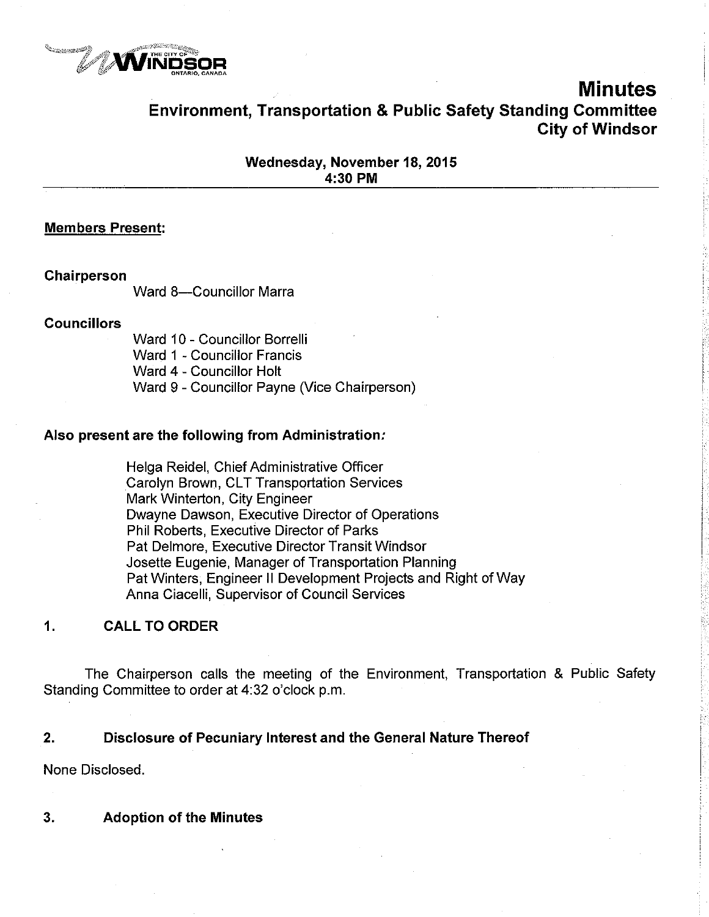# Minutes

## Environment, Transportation & Public Safety Standing Committee
## City of Windsor

**Wednesday, November 18, 2015**
**4:30 PM**

**Members Present:**

**Chairperson**

Ward 8—Councillor Marra

**Councillors**

Ward 10 - Councillor Borrelli
Ward 1 - Councillor Francis
Ward 4 - Councillor Holt
Ward 9 - Councillor Payne (Vice Chairperson)

**Also present are the following from Administration:**

Helga Reidel, Chief Administrative Officer
Carolyn Brown, CLT Transportation Services
Mark Winterton, City Engineer
Dwayne Dawson, Executive Director of Operations
Phil Roberts, Executive Director of Parks
Pat Delmore, Executive Director Transit Windsor
Josette Eugenie, Manager of Transportation Planning
Pat Winters, Engineer II Development Projects and Right of Way
Anna Ciacelli, Supervisor of Council Services

### 1. CALL TO ORDER

The Chairperson calls the meeting of the Environment, Transportation & Public Safety Standing Committee to order at 4:32 o'clock p.m.

### 2. Disclosure of Pecuniary Interest and the General Nature Thereof

None Disclosed.

### 3. Adoption of the Minutes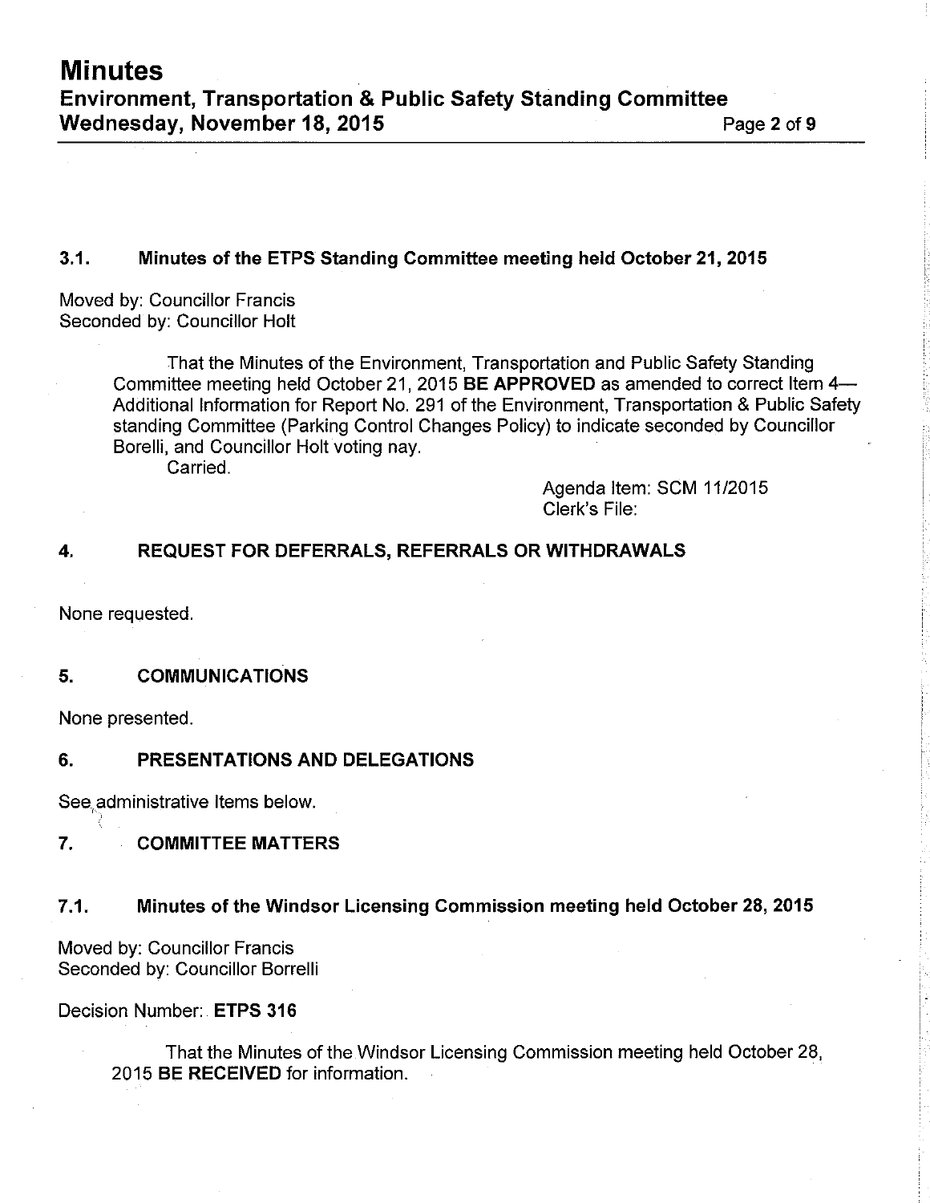### 3.1. Minutes of the ETPS Standing Committee meeting held October 21, 2015

Moved by: Councillor Francis
Seconded by: Councillor Holt

That the Minutes of the Environment, Transportation and Public Safety Standing Committee meeting held October 21, 2015 **BE APPROVED** as amended to correct Item 4—Additional Information for Report No. 291 of the Environment, Transportation & Public Safety standing Committee (Parking Control Changes Policy) to indicate seconded by Councillor Borelli, and Councillor Holt voting nay.
Carried.

Agenda Item: SCM 11/2015
Clerk's File:

## 4. REQUEST FOR DEFERRALS, REFERRALS OR WITHDRAWALS

None requested.

## 5. COMMUNICATIONS

None presented.

## 6. PRESENTATIONS AND DELEGATIONS

See administrative Items below.

## 7. COMMITTEE MATTERS

### 7.1. Minutes of the Windsor Licensing Commission meeting held October 28, 2015

Moved by: Councillor Francis
Seconded by: Councillor Borrelli

Decision Number: **ETPS 316**

That the Minutes of the Windsor Licensing Commission meeting held October 28, 2015 **BE RECEIVED** for information.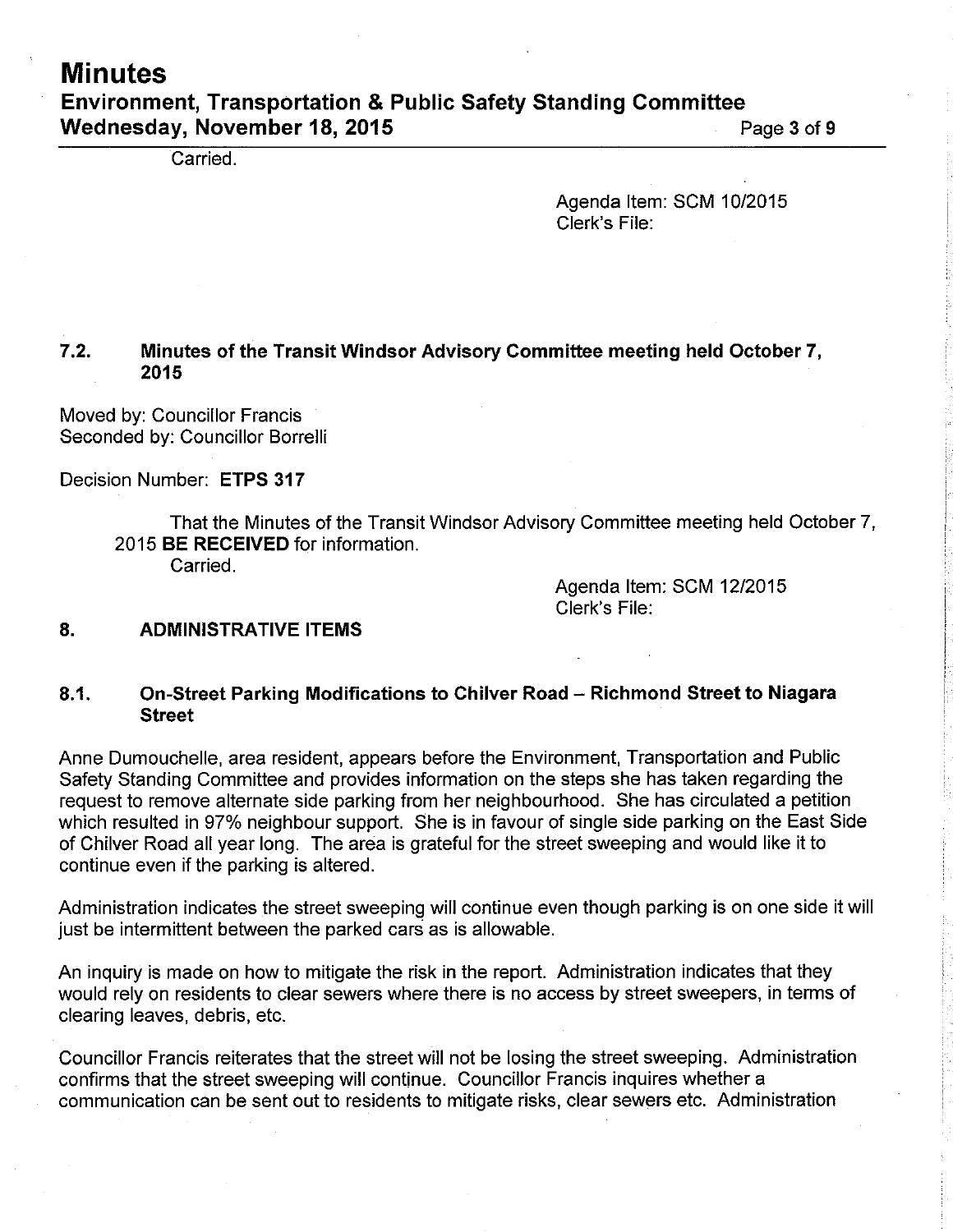Carried.

Agenda Item: SCM 10/2015
Clerk's File:

### 7.2. Minutes of the Transit Windsor Advisory Committee meeting held October 7, 2015

Moved by: Councillor Francis
Seconded by: Councillor Borrelli

Decision Number: **ETPS 317**

That the Minutes of the Transit Windsor Advisory Committee meeting held October 7, 2015 **BE RECEIVED** for information.
Carried.

Agenda Item: SCM 12/2015
Clerk's File:

## 8. ADMINISTRATIVE ITEMS

### 8.1. On-Street Parking Modifications to Chilver Road – Richmond Street to Niagara Street

Anne Dumouchelle, area resident, appears before the Environment, Transportation and Public Safety Standing Committee and provides information on the steps she has taken regarding the request to remove alternate side parking from her neighbourhood. She has circulated a petition which resulted in 97% neighbour support. She is in favour of single side parking on the East Side of Chilver Road all year long. The area is grateful for the street sweeping and would like it to continue even if the parking is altered.

Administration indicates the street sweeping will continue even though parking is on one side it will just be intermittent between the parked cars as is allowable.

An inquiry is made on how to mitigate the risk in the report. Administration indicates that they would rely on residents to clear sewers where there is no access by street sweepers, in terms of clearing leaves, debris, etc.

Councillor Francis reiterates that the street will not be losing the street sweeping. Administration confirms that the street sweeping will continue. Councillor Francis inquires whether a communication can be sent out to residents to mitigate risks, clear sewers etc. Administration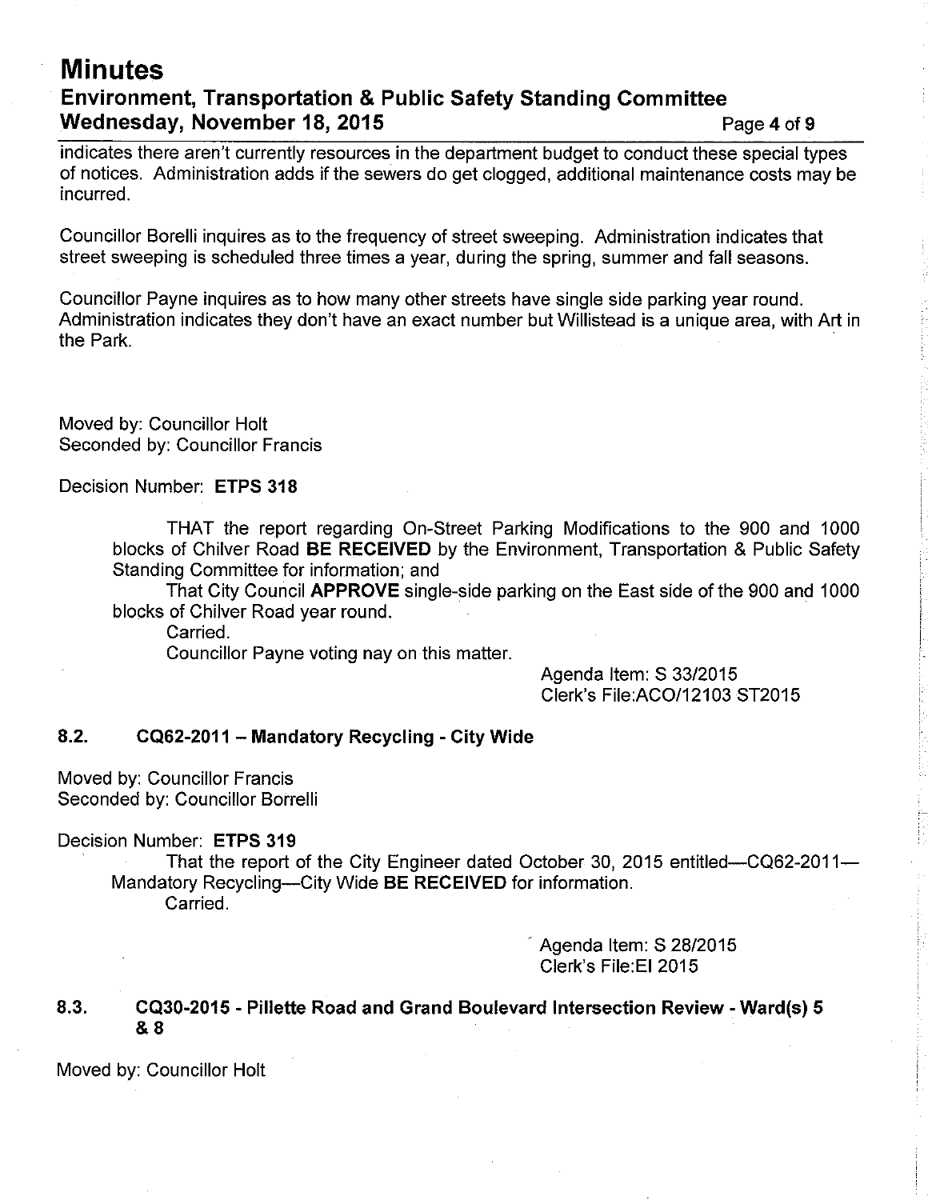indicates there aren't currently resources in the department budget to conduct these special types of notices. Administration adds if the sewers do get clogged, additional maintenance costs may be incurred.

Councillor Borelli inquires as to the frequency of street sweeping. Administration indicates that street sweeping is scheduled three times a year, during the spring, summer and fall seasons.

Councillor Payne inquires as to how many other streets have single side parking year round. Administration indicates they don't have an exact number but Willistead is a unique area, with Art in the Park.

Moved by: Councillor Holt
Seconded by: Councillor Francis

Decision Number: **ETPS 318**

THAT the report regarding On-Street Parking Modifications to the 900 and 1000 blocks of Chilver Road **BE RECEIVED** by the Environment, Transportation & Public Safety Standing Committee for information; and

That City Council **APPROVE** single-side parking on the East side of the 900 and 1000 blocks of Chilver Road year round.

Carried.

Councillor Payne voting nay on this matter.

Agenda Item: S 33/2015
Clerk's File:ACO/12103 ST2015

### 8.2. CQ62-2011 – Mandatory Recycling - City Wide

Moved by: Councillor Francis
Seconded by: Councillor Borrelli

Decision Number: **ETPS 319**

That the report of the City Engineer dated October 30, 2015 entitled—CQ62-2011—Mandatory Recycling—City Wide **BE RECEIVED** for information.

Carried.

Agenda Item: S 28/2015
Clerk's File:EI 2015

### 8.3. CQ30-2015 - Pillette Road and Grand Boulevard Intersection Review - Ward(s) 5 & 8

Moved by: Councillor Holt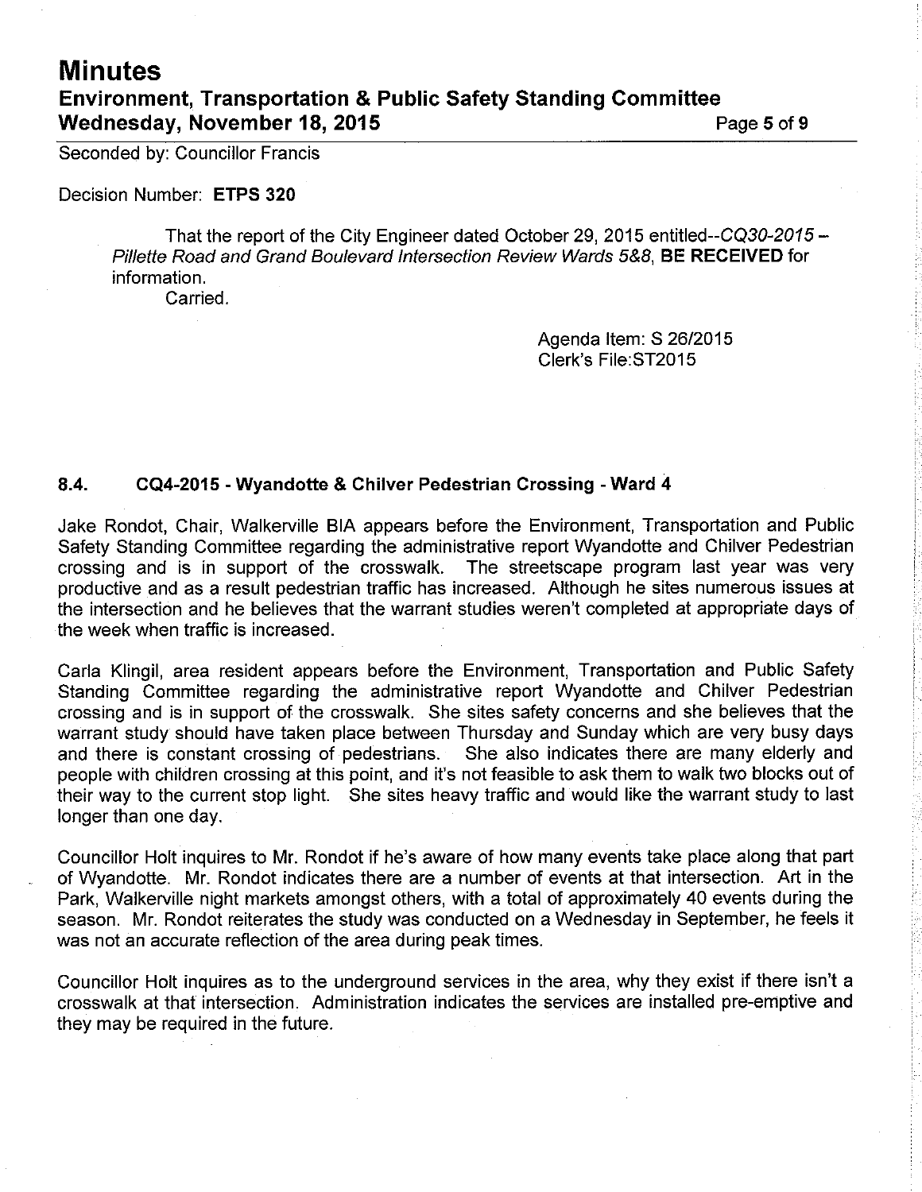Seconded by: Councillor Francis

Decision Number: **ETPS 320**

> That the report of the City Engineer dated October 29, 2015 entitled--*CQ30-2015 – Pillette Road and Grand Boulevard Intersection Review Wards 5&8*, **BE RECEIVED** for information.
> Carried.

Agenda Item: S 26/2015
Clerk's File:ST2015

### 8.4. CQ4-2015 - Wyandotte & Chilver Pedestrian Crossing - Ward 4

Jake Rondot, Chair, Walkerville BIA appears before the Environment, Transportation and Public Safety Standing Committee regarding the administrative report Wyandotte and Chilver Pedestrian crossing and is in support of the crosswalk. The streetscape program last year was very productive and as a result pedestrian traffic has increased. Although he sites numerous issues at the intersection and he believes that the warrant studies weren't completed at appropriate days of the week when traffic is increased.

Carla Klingil, area resident appears before the Environment, Transportation and Public Safety Standing Committee regarding the administrative report Wyandotte and Chilver Pedestrian crossing and is in support of the crosswalk. She sites safety concerns and she believes that the warrant study should have taken place between Thursday and Sunday which are very busy days and there is constant crossing of pedestrians. She also indicates there are many elderly and people with children crossing at this point, and it's not feasible to ask them to walk two blocks out of their way to the current stop light. She sites heavy traffic and would like the warrant study to last longer than one day.

Councillor Holt inquires to Mr. Rondot if he's aware of how many events take place along that part of Wyandotte. Mr. Rondot indicates there are a number of events at that intersection. Art in the Park, Walkerville night markets amongst others, with a total of approximately 40 events during the season. Mr. Rondot reiterates the study was conducted on a Wednesday in September, he feels it was not an accurate reflection of the area during peak times.

Councillor Holt inquires as to the underground services in the area, why they exist if there isn't a crosswalk at that intersection. Administration indicates the services are installed pre-emptive and they may be required in the future.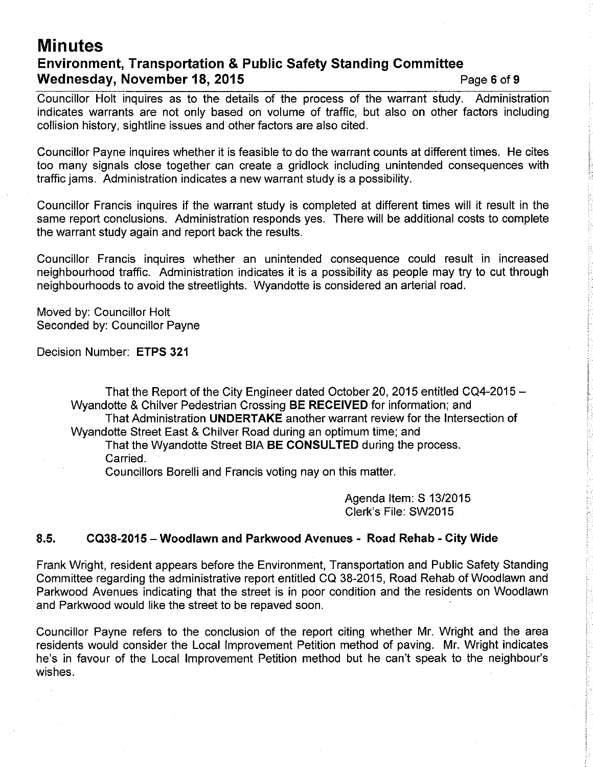Councillor Holt inquires as to the details of the process of the warrant study. Administration indicates warrants are not only based on volume of traffic, but also on other factors including collision history, sightline issues and other factors are also cited.

Councillor Payne inquires whether it is feasible to do the warrant counts at different times. He cites too many signals close together can create a gridlock including unintended consequences with traffic jams. Administration indicates a new warrant study is a possibility.

Councillor Francis inquires if the warrant study is completed at different times will it result in the same report conclusions. Administration responds yes. There will be additional costs to complete the warrant study again and report back the results.

Councillor Francis inquires whether an unintended consequence could result in increased neighbourhood traffic. Administration indicates it is a possibility as people may try to cut through neighbourhoods to avoid the streetlights. Wyandotte is considered an arterial road.

Moved by: Councillor Holt
Seconded by: Councillor Payne

Decision Number: **ETPS 321**

> That the Report of the City Engineer dated October 20, 2015 entitled CQ4-2015 – Wyandotte & Chilver Pedestrian Crossing **BE RECEIVED** for information; and
> That Administration **UNDERTAKE** another warrant review for the Intersection of Wyandotte Street East & Chilver Road during an optimum time; and
> That the Wyandotte Street BIA **BE CONSULTED** during the process.
> Carried.
> Councillors Borelli and Francis voting nay on this matter.

Agenda Item: S 13/2015
Clerk's File: SW2015

### 8.5. CQ38-2015 – Woodlawn and Parkwood Avenues - Road Rehab - City Wide

Frank Wright, resident appears before the Environment, Transportation and Public Safety Standing Committee regarding the administrative report entitled CQ 38-2015, Road Rehab of Woodlawn and Parkwood Avenues indicating that the street is in poor condition and the residents on Woodlawn and Parkwood would like the street to be repaved soon.

Councillor Payne refers to the conclusion of the report citing whether Mr. Wright and the area residents would consider the Local Improvement Petition method of paving. Mr. Wright indicates he's in favour of the Local Improvement Petition method but he can't speak to the neighbour's wishes.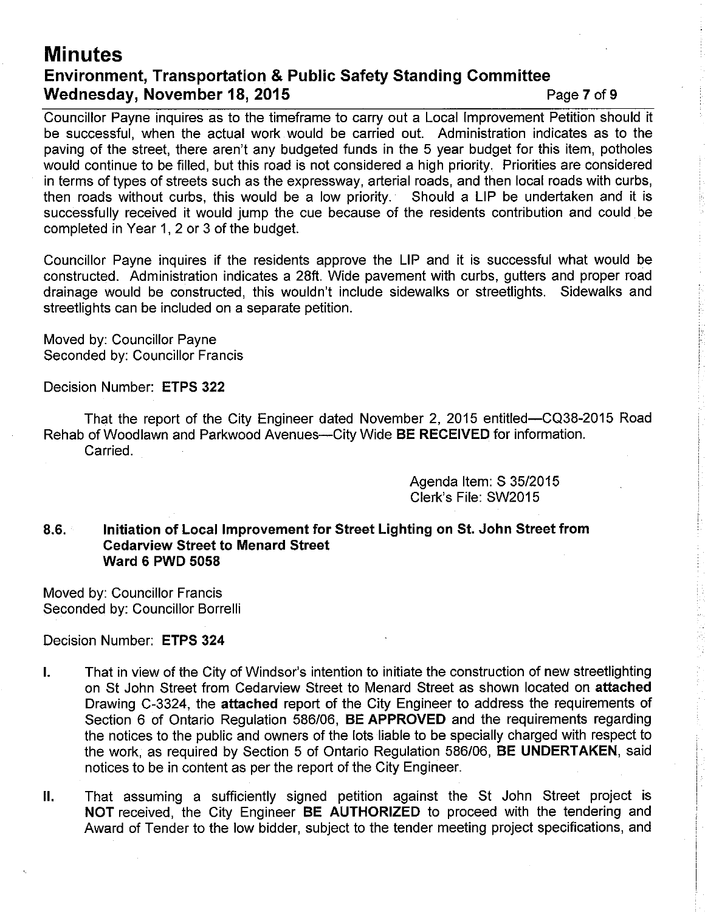Councillor Payne inquires as to the timeframe to carry out a Local Improvement Petition should it be successful, when the actual work would be carried out. Administration indicates as to the paving of the street, there aren't any budgeted funds in the 5 year budget for this item, potholes would continue to be filled, but this road is not considered a high priority. Priorities are considered in terms of types of streets such as the expressway, arterial roads, and then local roads with curbs, then roads without curbs, this would be a low priority. Should a LIP be undertaken and it is successfully received it would jump the cue because of the residents contribution and could be completed in Year 1, 2 or 3 of the budget.

Councillor Payne inquires if the residents approve the LIP and it is successful what would be constructed. Administration indicates a 28ft. Wide pavement with curbs, gutters and proper road drainage would be constructed, this wouldn't include sidewalks or streetlights. Sidewalks and streetlights can be included on a separate petition.

Moved by: Councillor Payne
Seconded by: Councillor Francis

Decision Number: **ETPS 322**

That the report of the City Engineer dated November 2, 2015 entitled—CQ38-2015 Road Rehab of Woodlawn and Parkwood Avenues—City Wide **BE RECEIVED** for information.
Carried.

Agenda Item: S 35/2015
Clerk's File: SW2015

### 8.6. Initiation of Local Improvement for Street Lighting on St. John Street from Cedarview Street to Menard Street Ward 6 PWD 5058

Moved by: Councillor Francis
Seconded by: Councillor Borrelli

Decision Number: **ETPS 324**

**I.** That in view of the City of Windsor's intention to initiate the construction of new streetlighting on St John Street from Cedarview Street to Menard Street as shown located on **attached** Drawing C-3324, the **attached** report of the City Engineer to address the requirements of Section 6 of Ontario Regulation 586/06, **BE APPROVED** and the requirements regarding the notices to the public and owners of the lots liable to be specially charged with respect to the work, as required by Section 5 of Ontario Regulation 586/06, **BE UNDERTAKEN**, said notices to be in content as per the report of the City Engineer.

**II.** That assuming a sufficiently signed petition against the St John Street project is **NOT** received, the City Engineer **BE AUTHORIZED** to proceed with the tendering and Award of Tender to the low bidder, subject to the tender meeting project specifications, and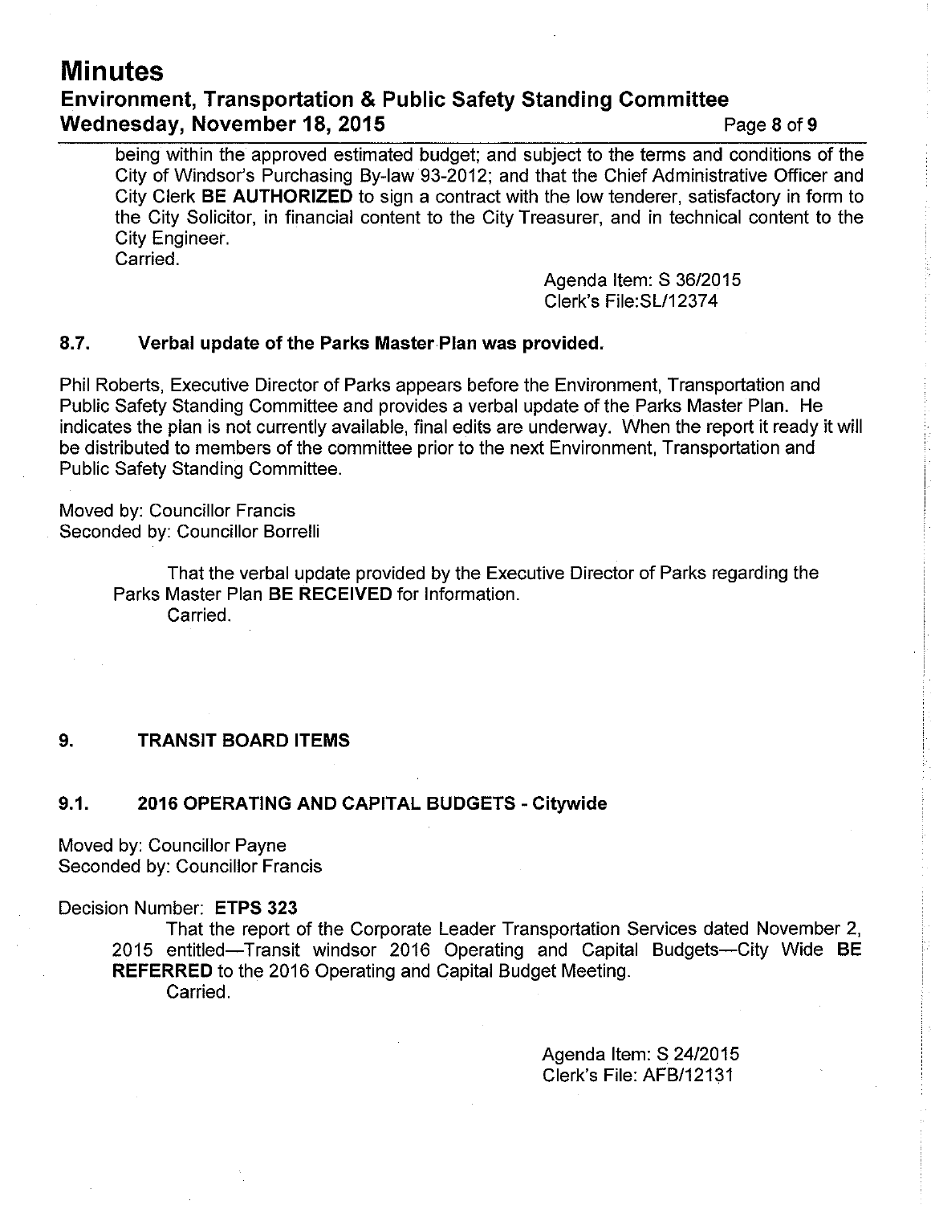being within the approved estimated budget; and subject to the terms and conditions of the City of Windsor's Purchasing By-law 93-2012; and that the Chief Administrative Officer and City Clerk **BE AUTHORIZED** to sign a contract with the low tenderer, satisfactory in form to the City Solicitor, in financial content to the City Treasurer, and in technical content to the City Engineer.
Carried.

Agenda Item: S 36/2015
Clerk's File:SL/12374

### 8.7. Verbal update of the Parks Master Plan was provided.

Phil Roberts, Executive Director of Parks appears before the Environment, Transportation and Public Safety Standing Committee and provides a verbal update of the Parks Master Plan. He indicates the plan is not currently available, final edits are underway. When the report it ready it will be distributed to members of the committee prior to the next Environment, Transportation and Public Safety Standing Committee.

Moved by: Councillor Francis
Seconded by: Councillor Borrelli

That the verbal update provided by the Executive Director of Parks regarding the Parks Master Plan **BE RECEIVED** for Information.
Carried.

## 9. TRANSIT BOARD ITEMS

### 9.1. 2016 OPERATING AND CAPITAL BUDGETS - Citywide

Moved by: Councillor Payne
Seconded by: Councillor Francis

Decision Number: **ETPS 323**

That the report of the Corporate Leader Transportation Services dated November 2, 2015 entitled—Transit windsor 2016 Operating and Capital Budgets—City Wide **BE REFERRED** to the 2016 Operating and Capital Budget Meeting.
Carried.

Agenda Item: S 24/2015
Clerk's File: AFB/12131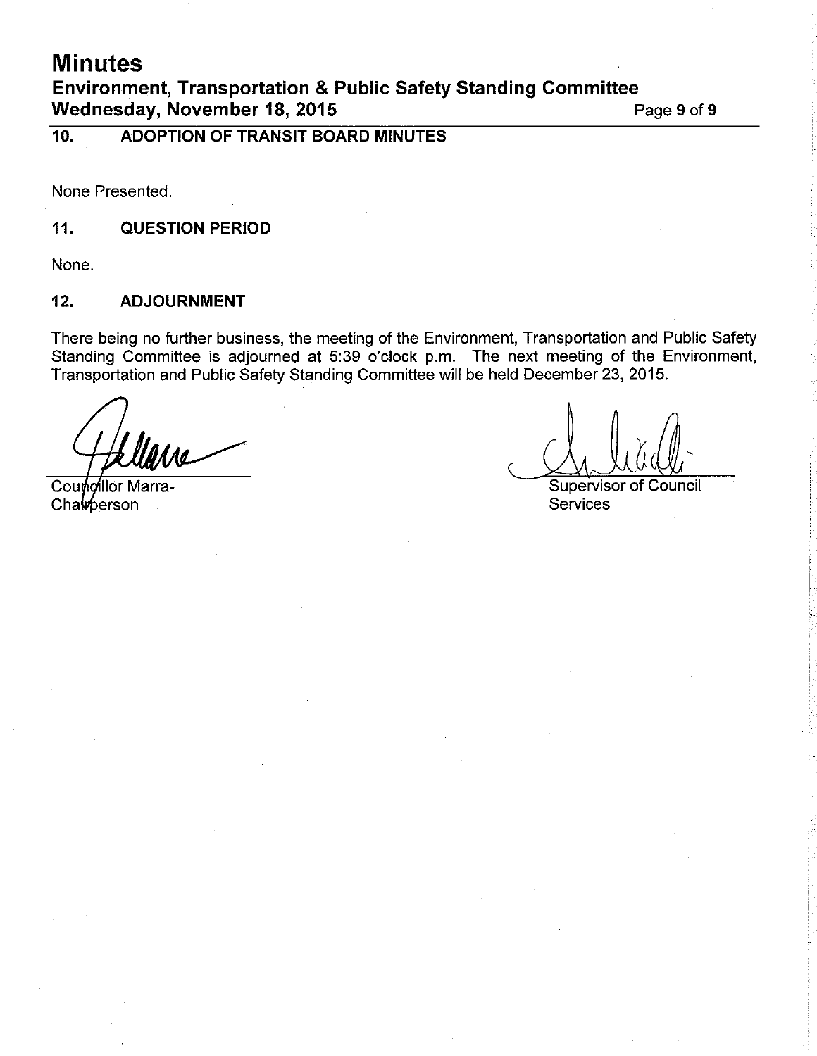## 10. ADOPTION OF TRANSIT BOARD MINUTES

None Presented.

## 11. QUESTION PERIOD

None.

## 12. ADJOURNMENT

There being no further business, the meeting of the Environment, Transportation and Public Safety Standing Committee is adjourned at 5:39 o'clock p.m. The next meeting of the Environment, Transportation and Public Safety Standing Committee will be held December 23, 2015.

Councillor Marra-Chairperson

Supervisor of Council Services